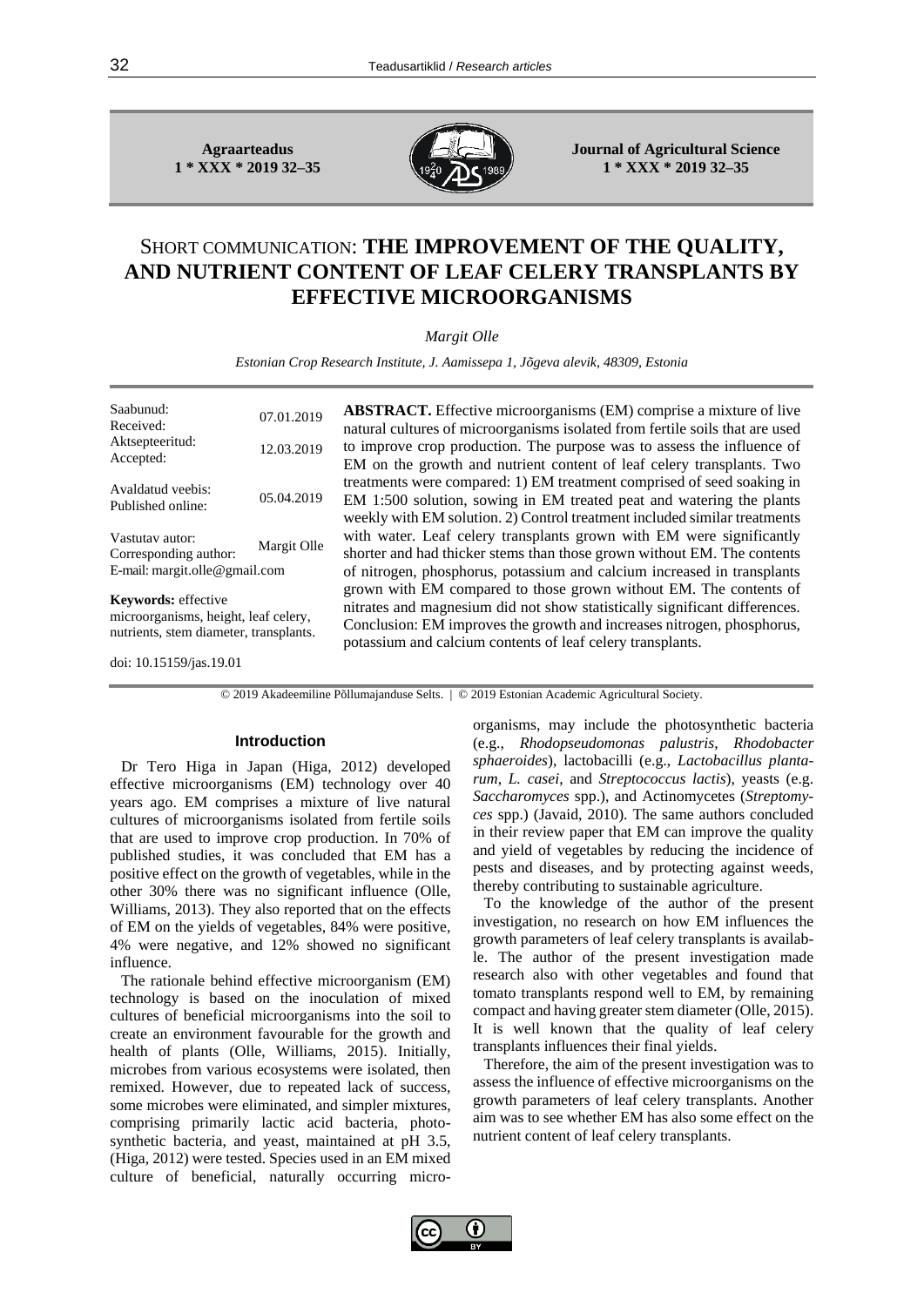# SHORT COMMUNICATION: THE IMPROVEMENT OF THE QUALITY, AND NUTRIENT CONTENT OF LEAF CELERY TRANSPLANTS BY EFFECTIVE MICROORGANISMS

*Margit Olle*

*Estonian Crop Research Institute, J. Aamissepa 1, Jõgeva alevik, 48309, Estonia*

| | |
|---|---|
| Saabunud: Received: | 07.01.2019 |
| Aktsepteeritud: Accepted: | 12.03.2019 |
| Avaldatud veebis: Published online: | 05.04.2019 |
| Vastutav autor: Corresponding author: | Margit Olle |

E-mail: margit.olle@gmail.com

**Keywords:** effective microorganisms, height, leaf celery, nutrients, stem diameter, transplants.

doi: 10.15159/jas.19.01

**ABSTRACT.** Effective microorganisms (EM) comprise a mixture of live natural cultures of microorganisms isolated from fertile soils that are used to improve crop production. The purpose was to assess the influence of EM on the growth and nutrient content of leaf celery transplants. Two treatments were compared: 1) EM treatment comprised of seed soaking in EM 1:500 solution, sowing in EM treated peat and watering the plants weekly with EM solution. 2) Control treatment included similar treatments with water. Leaf celery transplants grown with EM were significantly shorter and had thicker stems than those grown without EM. The contents of nitrogen, phosphorus, potassium and calcium increased in transplants grown with EM compared to those grown without EM. The contents of nitrates and magnesium did not show statistically significant differences. Conclusion: EM improves the growth and increases nitrogen, phosphorus, potassium and calcium contents of leaf celery transplants.

© 2019 Akadeemiline Põllumajanduse Selts. | © 2019 Estonian Academic Agricultural Society.

## Introduction

Dr Tero Higa in Japan (Higa, 2012) developed effective microorganisms (EM) technology over 40 years ago. EM comprises a mixture of live natural cultures of microorganisms isolated from fertile soils that are used to improve crop production. In 70% of published studies, it was concluded that EM has a positive effect on the growth of vegetables, while in the other 30% there was no significant influence (Olle, Williams, 2013). They also reported that on the effects of EM on the yields of vegetables, 84% were positive, 4% were negative, and 12% showed no significant influence.

The rationale behind effective microorganism (EM) technology is based on the inoculation of mixed cultures of beneficial microorganisms into the soil to create an environment favourable for the growth and health of plants (Olle, Williams, 2015). Initially, microbes from various ecosystems were isolated, then remixed. However, due to repeated lack of success, some microbes were eliminated, and simpler mixtures, comprising primarily lactic acid bacteria, photosynthetic bacteria, and yeast, maintained at pH 3.5, (Higa, 2012) were tested. Species used in an EM mixed culture of beneficial, naturally occurring microorganisms, may include the photosynthetic bacteria (e.g., *Rhodopseudomonas palustris*, *Rhodobacter sphaeroides*), lactobacilli (e.g., *Lactobacillus plantarum*, *L. casei*, and *Streptococcus lactis*), yeasts (e.g. *Saccharomyces* spp.), and Actinomycetes (*Streptomyces* spp.) (Javaid, 2010). The same authors concluded in their review paper that EM can improve the quality and yield of vegetables by reducing the incidence of pests and diseases, and by protecting against weeds, thereby contributing to sustainable agriculture.

To the knowledge of the author of the present investigation, no research on how EM influences the growth parameters of leaf celery transplants is available. The author of the present investigation made research also with other vegetables and found that tomato transplants respond well to EM, by remaining compact and having greater stem diameter (Olle, 2015). It is well known that the quality of leaf celery transplants influences their final yields.

Therefore, the aim of the present investigation was to assess the influence of effective microorganisms on the growth parameters of leaf celery transplants. Another aim was to see whether EM has also some effect on the nutrient content of leaf celery transplants.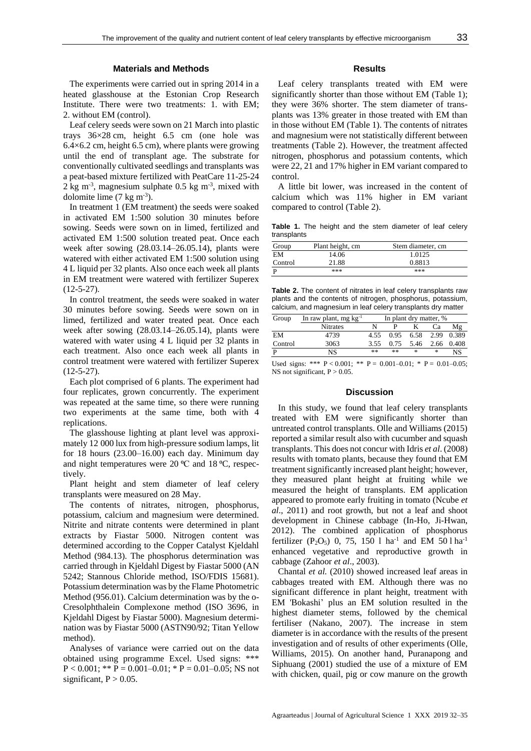## Materials and Methods

The experiments were carried out in spring 2014 in a heated glasshouse at the Estonian Crop Research Institute. There were two treatments: 1. with EM; 2. without EM (control).

Leaf celery seeds were sown on 21 March into plastic trays 36×28 cm, height 6.5 cm (one hole was 6.4×6.2 cm, height 6.5 cm), where plants were growing until the end of transplant age. The substrate for conventionally cultivated seedlings and transplants was a peat-based mixture fertilized with PeatCare 11-25-24 2 kg $m^{-3}$, magnesium sulphate 0.5 kg $m^{-3}$, mixed with dolomite lime (7 kg $m^{-3}$).

In treatment 1 (EM treatment) the seeds were soaked in activated EM 1:500 solution 30 minutes before sowing. Seeds were sown on in limed, fertilized and activated EM 1:500 solution treated peat. Once each week after sowing (28.03.14–26.05.14), plants were watered with either activated EM 1:500 solution using 4 L liquid per 32 plants. Also once each week all plants in EM treatment were watered with fertilizer Superex (12-5-27).

In control treatment, the seeds were soaked in water 30 minutes before sowing. Seeds were sown on in limed, fertilized and water treated peat. Once each week after sowing (28.03.14–26.05.14), plants were watered with water using 4 L liquid per 32 plants in each treatment. Also once each week all plants in control treatment were watered with fertilizer Superex (12-5-27).

Each plot comprised of 6 plants. The experiment had four replicates, grown concurrently. The experiment was repeated at the same time, so there were running two experiments at the same time, both with 4 replications.

The glasshouse lighting at plant level was approximately 12 000 lux from high-pressure sodium lamps, lit for 18 hours (23.00–16.00) each day. Minimum day and night temperatures were 20 ºC and 18 ºC, respectively.

Plant height and stem diameter of leaf celery transplants were measured on 28 May.

The contents of nitrates, nitrogen, phosphorus, potassium, calcium and magnesium were determined. Nitrite and nitrate contents were determined in plant extracts by Fiastar 5000. Nitrogen content was determined according to the Copper Catalyst Kjeldahl Method (984.13). The phosphorus determination was carried through in Kjeldahl Digest by Fiastar 5000 (AN 5242; Stannous Chloride method, ISO/FDIS 15681). Potassium determination was by the Flame Photometric Method (956.01). Calcium determination was by the o-Cresolphthalein Complexone method (ISO 3696, in Kjeldahl Digest by Fiastar 5000). Magnesium determination was by Fiastar 5000 (ASTN90/92; Titan Yellow method).

Analyses of variance were carried out on the data obtained using programme Excel. Used signs: *** $P < 0.001$; ** $P = 0.001–0.01$; * $P = 0.01–0.05$; NS not significant, $P > 0.05$.

## Results

Leaf celery transplants treated with EM were significantly shorter than those without EM (Table 1); they were 36% shorter. The stem diameter of transplants was 13% greater in those treated with EM than in those without EM (Table 1). The contents of nitrates and magnesium were not statistically different between treatments (Table 2). However, the treatment affected nitrogen, phosphorus and potassium contents, which were 22, 21 and 17% higher in EM variant compared to control.

A little bit lower, was increased in the content of calcium which was 11% higher in EM variant compared to control (Table 2).

**Table 1.** The height and the stem diameter of leaf celery transplants

| Group | Plant height, cm | Stem diameter, cm |
|---|---|---|
| EM | 14.06 | 1.0125 |
| Control | 21.88 | 0.8813 |
| P | *** | *** |

**Table 2.** The content of nitrates in leaf celery transplants raw plants and the contents of nitrogen, phosphorus, potassium, calcium, and magnesium in leaf celery transplants dry matter

| Group | In raw plant, mg $kg^{-1}$ | In plant dry matter, % | | | | |
|---|---|---|---|---|---|---|
| | Nitrates | N | P | K | Ca | Mg |
| EM | 4739 | 4.55 | 0.95 | 6.58 | 2.99 | 0.389 |
| Control | 3063 | 3.55 | 0.75 | 5.46 | 2.66 | 0.408 |
| P | NS | ** | ** | * | * | NS |

Used signs: *** $P < 0.001$; ** $P = 0.001–0.01$; * $P = 0.01–0.05$; NS not significant, $P > 0.05$.

## Discussion

In this study, we found that leaf celery transplants treated with EM were significantly shorter than untreated control transplants. Olle and Williams (2015) reported a similar result also with cucumber and squash transplants. This does not concur with Idris *et al*. (2008) results with tomato plants, because they found that EM treatment significantly increased plant height; however, they measured plant height at fruiting while we measured the height of transplants. EM application appeared to promote early fruiting in tomato (Ncube *et al*., 2011) and root growth, but not a leaf and shoot development in Chinese cabbage (In-Ho, Ji-Hwan, 2012). The combined application of phosphorus fertilizer ($P_2O_5$) 0, 75, 150 l $ha^{-1}$ and EM 50 l $ha^{-1}$ enhanced vegetative and reproductive growth in cabbage (Zahoor *et al*., 2003).

Chantal *et al.* (2010) showed increased leaf areas in cabbages treated with EM. Although there was no significant difference in plant height, treatment with EM 'Bokashi' plus an EM solution resulted in the highest diameter stems, followed by the chemical fertiliser (Nakano, 2007). The increase in stem diameter is in accordance with the results of the present investigation and of results of other experiments (Olle, Williams, 2015). On another hand, Puranapong and Siphuang (2001) studied the use of a mixture of EM with chicken, quail, pig or cow manure on the growth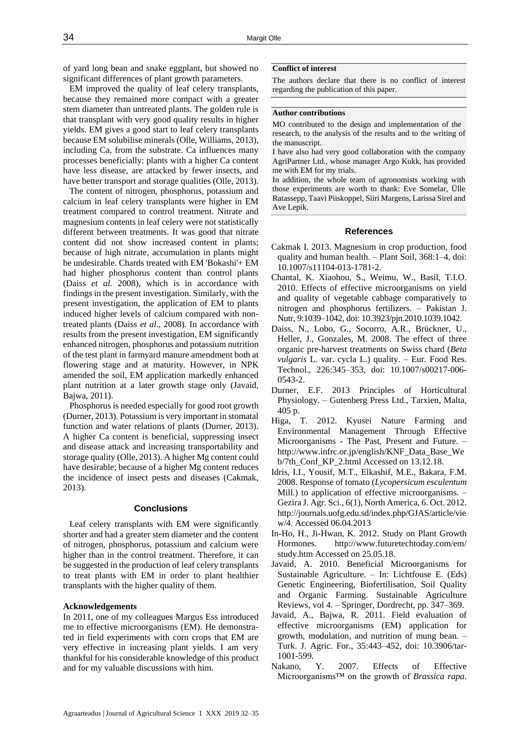of yard long bean and snake eggplant, but showed no significant differences of plant growth parameters.

EM improved the quality of leaf celery transplants, because they remained more compact with a greater stem diameter than untreated plants. The golden rule is that transplant with very good quality results in higher yields. EM gives a good start to leaf celery transplants because EM solubilise minerals (Olle, Williams, 2013), including Ca, from the substrate. Ca influences many processes beneficially: plants with a higher Ca content have less disease, are attacked by fewer insects, and have better transport and storage qualities (Olle, 2013).

The content of nitrogen, phosphorus, potassium and calcium in leaf celery transplants were higher in EM treatment compared to control treatment. Nitrate and magnesium contents in leaf celery were not statistically different between treatments. It was good that nitrate content did not show increased content in plants; because of high nitrate, accumulation in plants might be undesirable. Chards treated with EM 'Bokashi'+ EM had higher phosphorus content than control plants (Daiss *et al.* 2008), which is in accordance with findings in the present investigation. Similarly, with the present investigation, the application of EM to plants induced higher levels of calcium compared with non-treated plants (Daiss *et al*., 2008). In accordance with results from the present investigation, EM significantly enhanced nitrogen, phosphorus and potassium nutrition of the test plant in farmyard manure amendment both at flowering stage and at maturity. However, in NPK amended the soil, EM application markedly enhanced plant nutrition at a later growth stage only (Javaid, Bajwa, 2011).

Phosphorus is needed especially for good root growth (Durner, 2013). Potassium is very important in stomatal function and water relations of plants (Durner, 2013). A higher Ca content is beneficial, suppressing insect and disease attack and increasing transportability and storage quality (Olle, 2013). A higher Mg content could have desirable; because of a higher Mg content reduces the incidence of insect pests and diseases (Cakmak, 2013).

## Conclusions

Leaf celery transplants with EM were significantly shorter and had a greater stem diameter and the content of nitrogen, phosphorus, potassium and calcium were higher than in the control treatment. Therefore, it can be suggested in the production of leaf celery transplants to treat plants with EM in order to plant healthier transplants with the higher quality of them.

**Acknowledgements**

In 2011, one of my colleagues Margus Ess introduced me to effective microorganisms (EM). He demonstrated in field experiments with corn crops that EM are very effective in increasing plant yields. I am very thankful for his considerable knowledge of this product and for my valuable discussions with him.

**Conflict of interest**

The authors declare that there is no conflict of interest regarding the publication of this paper.

**Author contributions**

MO contributed to the design and implementation of the research, to the analysis of the results and to the writing of the manuscript.

I have also had very good collaboration with the company AgriPartner Ltd., whose manager Argo Kukk, has provided me with EM for my trials.

In addition, the whole team of agronomists working with those experiments are worth to thank: Eve Somelar, Ülle Ratassepp, Taavi Piiskoppel, Siiri Margens, Larissa Sirel and Ave Lepik.

## References

Cakmak I. 2013. Magnesium in crop production, food quality and human health. – Plant Soil, 368:1–4, doi: 10.1007/s11104-013-1781-2.

Chantal, K. Xiaohou, S., Weimu, W., Basil, T.I.O. 2010. Effects of effective microorganisms on yield and quality of vegetable cabbage comparatively to nitrogen and phosphorus fertilizers. – Pakistan J. Nutr, 9:1039–1042, doi: 10.3923/pjn.2010.1039.1042.

Daiss, N., Lobo, G., Socorro, A.R., Brückner, U., Heller, J., Gonzales, M. 2008. The effect of three organic pre-harvest treatments on Swiss chard (*Beta vulgaris* L. var. cycla L.) quality. – Eur. Food Res. Technol., 226:345–353, doi: 10.1007/s00217-006-0543-2.

Durner, E.F. 2013 Principles of Horticultural Physiology. – Gutenberg Press Ltd., Tarxien, Malta, 405 p.

Higa, T. 2012. Kyusei Nature Farming and Environmental Management Through Effective Microorganisms - The Past, Present and Future. – http://www.infrc.or.jp/english/KNF_Data_Base_Web/7th_Conf_KP_2.html Accessed on 13.12.18.

Idris, I.I., Yousif, M.T., Elkashif, M.E., Bakara, F.M. 2008. Response of tomato (*Lycopersicum esculentum* Mill.) to application of effective microorganisms. – Gezira J. Agr. Sci., 6(1), North America, 6. Oct. 2012. http://journals.uofg.edu.sd/index.php/GJAS/article/view/4. Accessed 06.04.2013

In-Ho, H., Ji-Hwan, K. 2012. Study on Plant Growth Hormones. http://www.futuretechtoday.com/em/study.htm Accessed on 25.05.18.

Javaid, A. 2010. Beneficial Microorganisms for Sustainable Agriculture. – In: Lichtfouse E. (Eds) Genetic Engineering, Biofertilisation, Soil Quality and Organic Farming. Sustainable Agriculture Reviews, vol 4. – Springer, Dordrecht, pp. 347–369.

Javaid, A., Bajwa, R. 2011. Field evaluation of effective microorganisms (EM) application for growth, modulation, and nutrition of mung bean. – Turk. J. Agric. For., 35:443–452, doi: 10.3906/tar-1001-599.

Nakano, Y. 2007. Effects of Effective Microorganisms™ on the growth of *Brassica rapa*.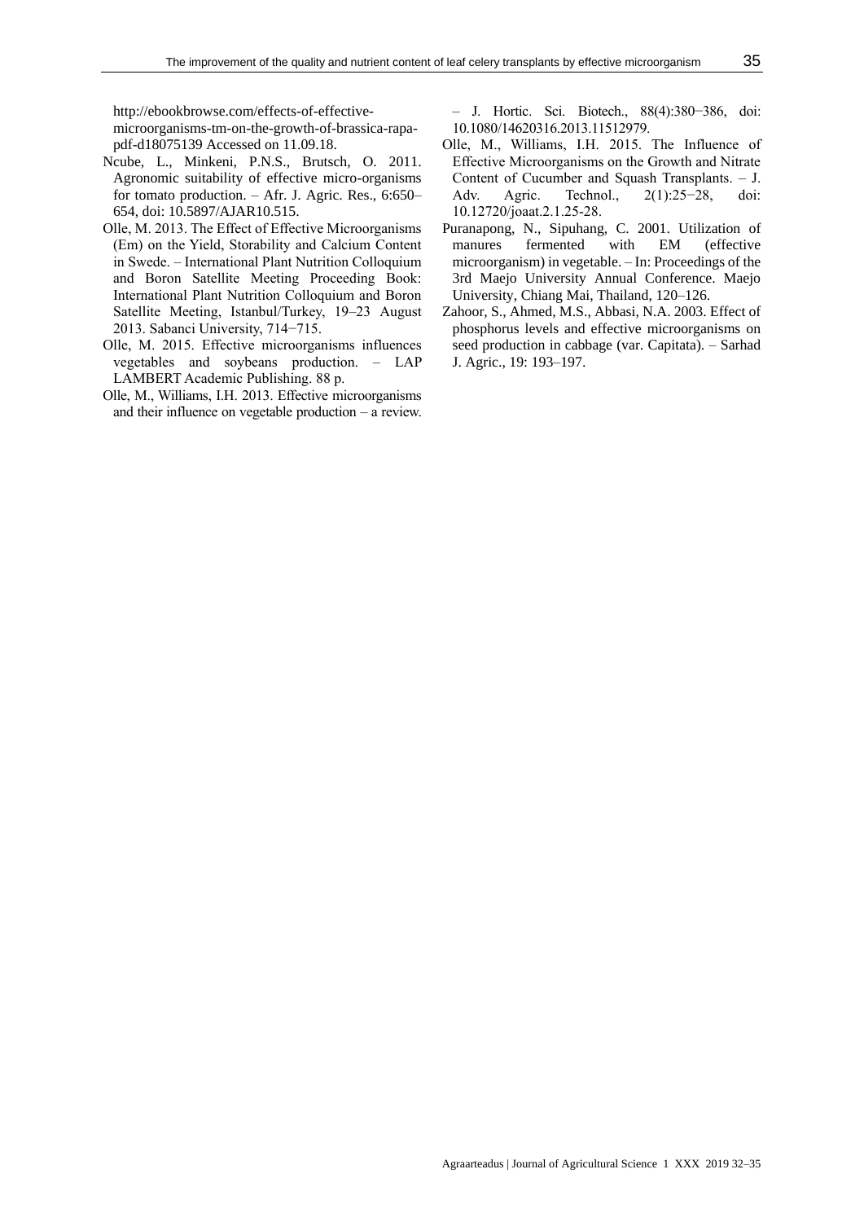http://ebookbrowse.com/effects-of-effective-microorganisms-tm-on-the-growth-of-brassica-rapa-pdf-d18075139 Accessed on 11.09.18.

Ncube, L., Minkeni, P.N.S., Brutsch, O. 2011. Agronomic suitability of effective micro-organisms for tomato production. – Afr. J. Agric. Res., 6:650–654, doi: 10.5897/AJAR10.515.

Olle, M. 2013. The Effect of Effective Microorganisms (Em) on the Yield, Storability and Calcium Content in Swede. – International Plant Nutrition Colloquium and Boron Satellite Meeting Proceeding Book: International Plant Nutrition Colloquium and Boron Satellite Meeting, Istanbul/Turkey, 19–23 August 2013. Sabanci University, 714−715.

Olle, M. 2015. Effective microorganisms influences vegetables and soybeans production. – LAP LAMBERT Academic Publishing. 88 p.

Olle, M., Williams, I.H. 2013. Effective microorganisms and their influence on vegetable production – a review. – J. Hortic. Sci. Biotech., 88(4):380−386, doi: 10.1080/14620316.2013.11512979.

Olle, M., Williams, I.H. 2015. The Influence of Effective Microorganisms on the Growth and Nitrate Content of Cucumber and Squash Transplants. – J. Adv. Agric. Technol., 2(1):25−28, doi: 10.12720/joaat.2.1.25-28.

Puranapong, N., Sipuhang, C. 2001. Utilization of manures fermented with EM (effective microorganism) in vegetable. – In: Proceedings of the 3rd Maejo University Annual Conference. Maejo University, Chiang Mai, Thailand, 120–126.

Zahoor, S., Ahmed, M.S., Abbasi, N.A. 2003. Effect of phosphorus levels and effective microorganisms on seed production in cabbage (var. Capitata). – Sarhad J. Agric., 19: 193–197.